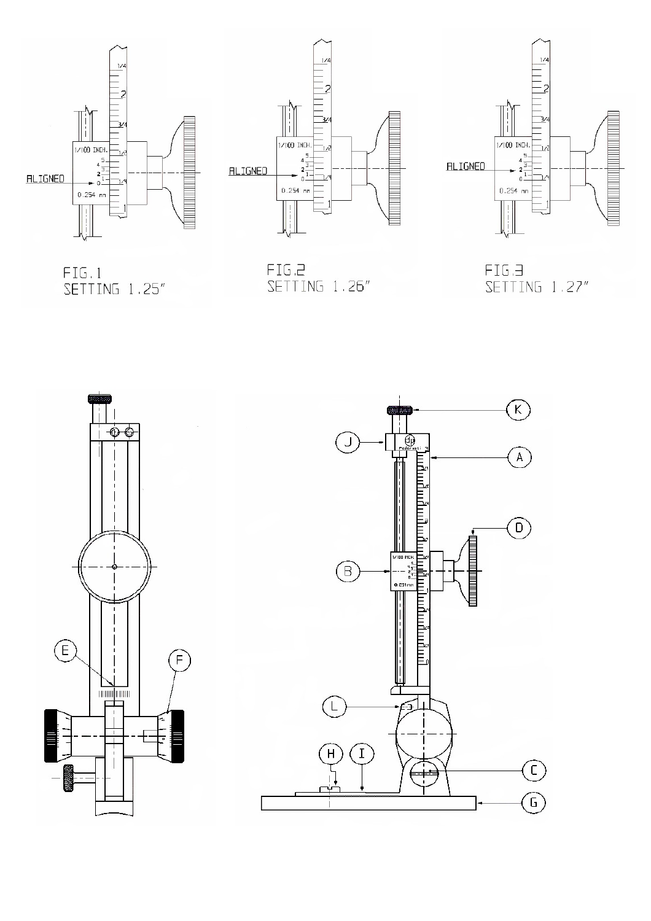FIG.1
SETTING 1.25"

FIG.2
SETTING 1.26"

FIG.3
SETTING 1.27"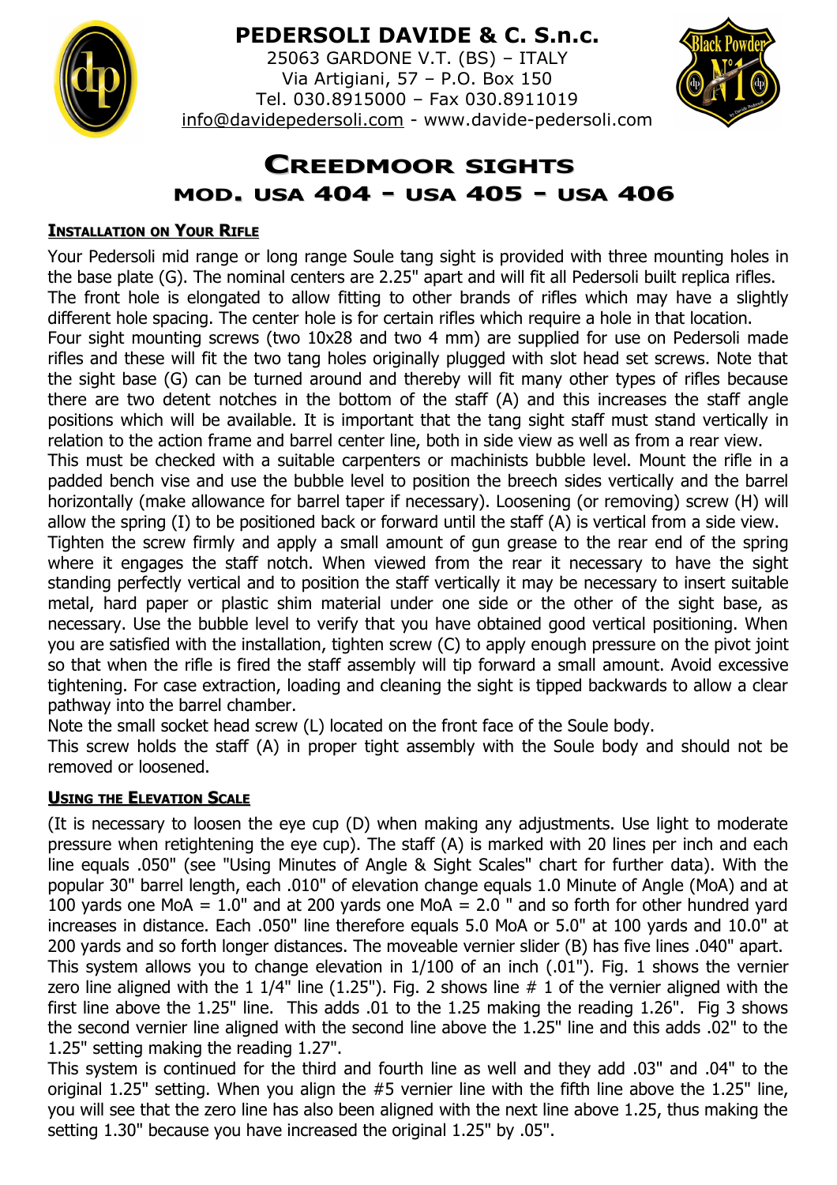# PEDERSOLI DAVIDE & C. S.n.c.

25063 GARDONE V.T. (BS) – ITALY
Via Artigiani, 57 – P.O. Box 150
Tel. 030.8915000 – Fax 030.8911019
info@davidepedersoli.com - www.davide-pedersoli.com

# Creedmoor sights

## mod. USA 404 - USA 405 - USA 406

### Installation on Your Rifle

Your Pedersoli mid range or long range Soule tang sight is provided with three mounting holes in the base plate (G). The nominal centers are 2.25" apart and will fit all Pedersoli built replica rifles. The front hole is elongated to allow fitting to other brands of rifles which may have a slightly different hole spacing. The center hole is for certain rifles which require a hole in that location.
Four sight mounting screws (two 10x28 and two 4 mm) are supplied for use on Pedersoli made rifles and these will fit the two tang holes originally plugged with slot head set screws. Note that the sight base (G) can be turned around and thereby will fit many other types of rifles because there are two detent notches in the bottom of the staff (A) and this increases the staff angle positions which will be available. It is important that the tang sight staff must stand vertically in relation to the action frame and barrel center line, both in side view as well as from a rear view.
This must be checked with a suitable carpenters or machinists bubble level. Mount the rifle in a padded bench vise and use the bubble level to position the breech sides vertically and the barrel horizontally (make allowance for barrel taper if necessary). Loosening (or removing) screw (H) will allow the spring (I) to be positioned back or forward until the staff (A) is vertical from a side view.
Tighten the screw firmly and apply a small amount of gun grease to the rear end of the spring where it engages the staff notch. When viewed from the rear it necessary to have the sight standing perfectly vertical and to position the staff vertically it may be necessary to insert suitable metal, hard paper or plastic shim material under one side or the other of the sight base, as necessary. Use the bubble level to verify that you have obtained good vertical positioning. When you are satisfied with the installation, tighten screw (C) to apply enough pressure on the pivot joint so that when the rifle is fired the staff assembly will tip forward a small amount. Avoid excessive tightening. For case extraction, loading and cleaning the sight is tipped backwards to allow a clear pathway into the barrel chamber.
Note the small socket head screw (L) located on the front face of the Soule body.
This screw holds the staff (A) in proper tight assembly with the Soule body and should not be removed or loosened.

### Using the Elevation Scale

(It is necessary to loosen the eye cup (D) when making any adjustments. Use light to moderate pressure when retightening the eye cup). The staff (A) is marked with 20 lines per inch and each line equals .050" (see "Using Minutes of Angle & Sight Scales" chart for further data). With the popular 30" barrel length, each .010" of elevation change equals 1.0 Minute of Angle (MoA) and at 100 yards one MoA = 1.0" and at 200 yards one MoA = 2.0 " and so forth for other hundred yard increases in distance. Each .050" line therefore equals 5.0 MoA or 5.0" at 100 yards and 10.0" at 200 yards and so forth longer distances. The moveable vernier slider (B) has five lines .040" apart. This system allows you to change elevation in 1/100 of an inch (.01"). Fig. 1 shows the vernier zero line aligned with the 1 1/4" line (1.25"). Fig. 2 shows line # 1 of the vernier aligned with the first line above the 1.25" line. This adds .01 to the 1.25 making the reading 1.26". Fig 3 shows the second vernier line aligned with the second line above the 1.25" line and this adds .02" to the 1.25" setting making the reading 1.27".
This system is continued for the third and fourth line as well and they add .03" and .04" to the original 1.25" setting. When you align the #5 vernier line with the fifth line above the 1.25" line, you will see that the zero line has also been aligned with the next line above 1.25, thus making the setting 1.30" because you have increased the original 1.25" by .05".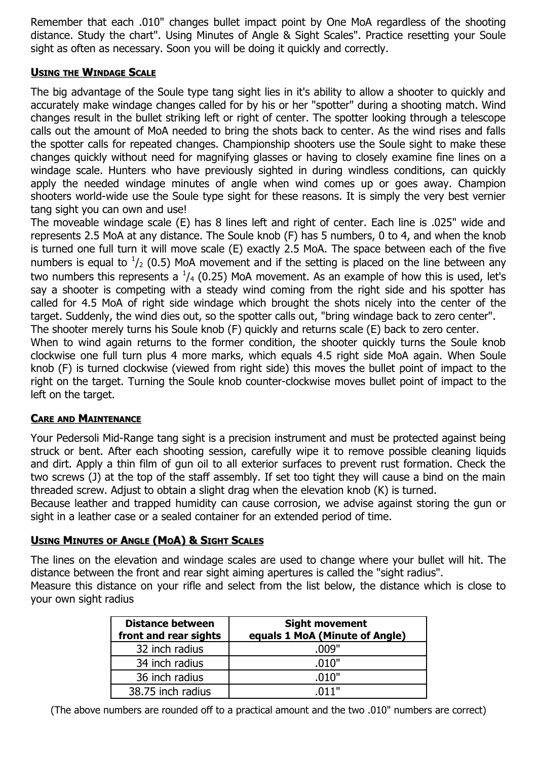Remember that each .010" changes bullet impact point by One MoA regardless of the shooting distance. Study the chart". Using Minutes of Angle & Sight Scales". Practice resetting your Soule sight as often as necessary. Soon you will be doing it quickly and correctly.

## USING THE WINDAGE SCALE

The big advantage of the Soule type tang sight lies in it's ability to allow a shooter to quickly and accurately make windage changes called for by his or her "spotter" during a shooting match. Wind changes result in the bullet striking left or right of center. The spotter looking through a telescope calls out the amount of MoA needed to bring the shots back to center. As the wind rises and falls the spotter calls for repeated changes. Championship shooters use the Soule sight to make these changes quickly without need for magnifying glasses or having to closely examine fine lines on a windage scale. Hunters who have previously sighted in during windless conditions, can quickly apply the needed windage minutes of angle when wind comes up or goes away. Champion shooters world-wide use the Soule type sight for these reasons. It is simply the very best vernier tang sight you can own and use!

The moveable windage scale (E) has 8 lines left and right of center. Each line is .025" wide and represents 2.5 MoA at any distance. The Soule knob (F) has 5 numbers, 0 to 4, and when the knob is turned one full turn it will move scale (E) exactly 2.5 MoA. The space between each of the five numbers is equal to $^1/_2$ (0.5) MoA movement and if the setting is placed on the line between any two numbers this represents a $^1/_4$ (0.25) MoA movement. As an example of how this is used, let's say a shooter is competing with a steady wind coming from the right side and his spotter has called for 4.5 MoA of right side windage which brought the shots nicely into the center of the target. Suddenly, the wind dies out, so the spotter calls out, "bring windage back to zero center".

The shooter merely turns his Soule knob (F) quickly and returns scale (E) back to zero center.

When to wind again returns to the former condition, the shooter quickly turns the Soule knob clockwise one full turn plus 4 more marks, which equals 4.5 right side MoA again. When Soule knob (F) is turned clockwise (viewed from right side) this moves the bullet point of impact to the right on the target. Turning the Soule knob counter-clockwise moves bullet point of impact to the left on the target.

## CARE AND MAINTENANCE

Your Pedersoli Mid-Range tang sight is a precision instrument and must be protected against being struck or bent. After each shooting session, carefully wipe it to remove possible cleaning liquids and dirt. Apply a thin film of gun oil to all exterior surfaces to prevent rust formation. Check the two screws (J) at the top of the staff assembly. If set too tight they will cause a bind on the main threaded screw. Adjust to obtain a slight drag when the elevation knob (K) is turned.

Because leather and trapped humidity can cause corrosion, we advise against storing the gun or sight in a leather case or a sealed container for an extended period of time.

## USING MINUTES OF ANGLE (MOA) & SIGHT SCALES

The lines on the elevation and windage scales are used to change where your bullet will hit. The distance between the front and rear sight aiming apertures is called the "sight radius".

Measure this distance on your rifle and select from the list below, the distance which is close to your own sight radius

| Distance between front and rear sights | Sight movement equals 1 MoA (Minute of Angle) |
|---|---|
| 32 inch radius | .009" |
| 34 inch radius | .010" |
| 36 inch radius | .010" |
| 38.75 inch radius | .011" |

(The above numbers are rounded off to a practical amount and the two .010" numbers are correct)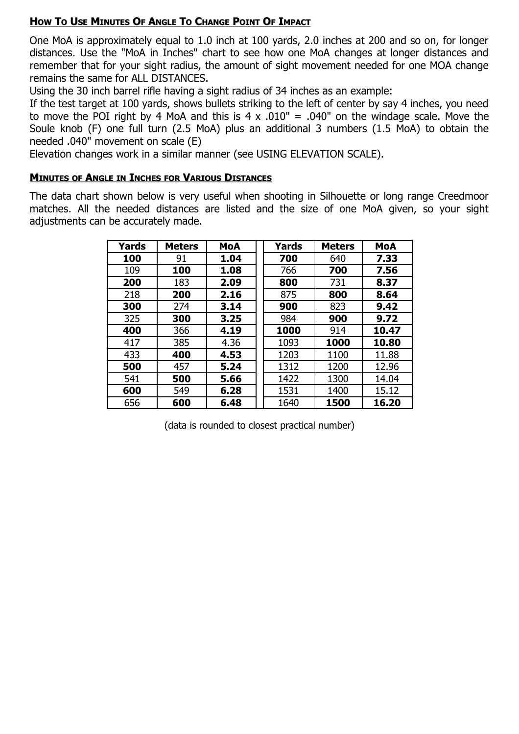## How To Use Minutes Of Angle To Change Point Of Impact

One MoA is approximately equal to 1.0 inch at 100 yards, 2.0 inches at 200 and so on, for longer distances. Use the "MoA in Inches" chart to see how one MoA changes at longer distances and remember that for your sight radius, the amount of sight movement needed for one MOA change remains the same for ALL DISTANCES.

Using the 30 inch barrel rifle having a sight radius of 34 inches as an example:

If the test target at 100 yards, shows bullets striking to the left of center by say 4 inches, you need to move the POI right by 4 MoA and this is 4 x .010" = .040" on the windage scale. Move the Soule knob (F) one full turn (2.5 MoA) plus an additional 3 numbers (1.5 MoA) to obtain the needed .040" movement on scale (E)

Elevation changes work in a similar manner (see USING ELEVATION SCALE).

## Minutes of Angle in Inches for Various Distances

The data chart shown below is very useful when shooting in Silhouette or long range Creedmoor matches. All the needed distances are listed and the size of one MoA given, so your sight adjustments can be accurately made.

| Yards | Meters | MoA | | Yards | Meters | MoA |
|---|---|---|---|---|---|---|
| **100** | 91 | **1.04** | | **700** | 640 | **7.33** |
| 109 | **100** | **1.08** | | 766 | **700** | **7.56** |
| **200** | 183 | **2.09** | | **800** | 731 | **8.37** |
| 218 | **200** | **2.16** | | 875 | **800** | **8.64** |
| **300** | 274 | **3.14** | | **900** | 823 | **9.42** |
| 325 | **300** | **3.25** | | 984 | **900** | **9.72** |
| **400** | 366 | **4.19** | | **1000** | 914 | **10.47** |
| 417 | 385 | 4.36 | | 1093 | **1000** | **10.80** |
| 433 | **400** | **4.53** | | 1203 | 1100 | 11.88 |
| **500** | 457 | **5.24** | | 1312 | 1200 | 12.96 |
| 541 | **500** | **5.66** | | 1422 | 1300 | 14.04 |
| **600** | 549 | **6.28** | | 1531 | 1400 | 15.12 |
| 656 | **600** | **6.48** | | 1640 | **1500** | **16.20** |

(data is rounded to closest practical number)